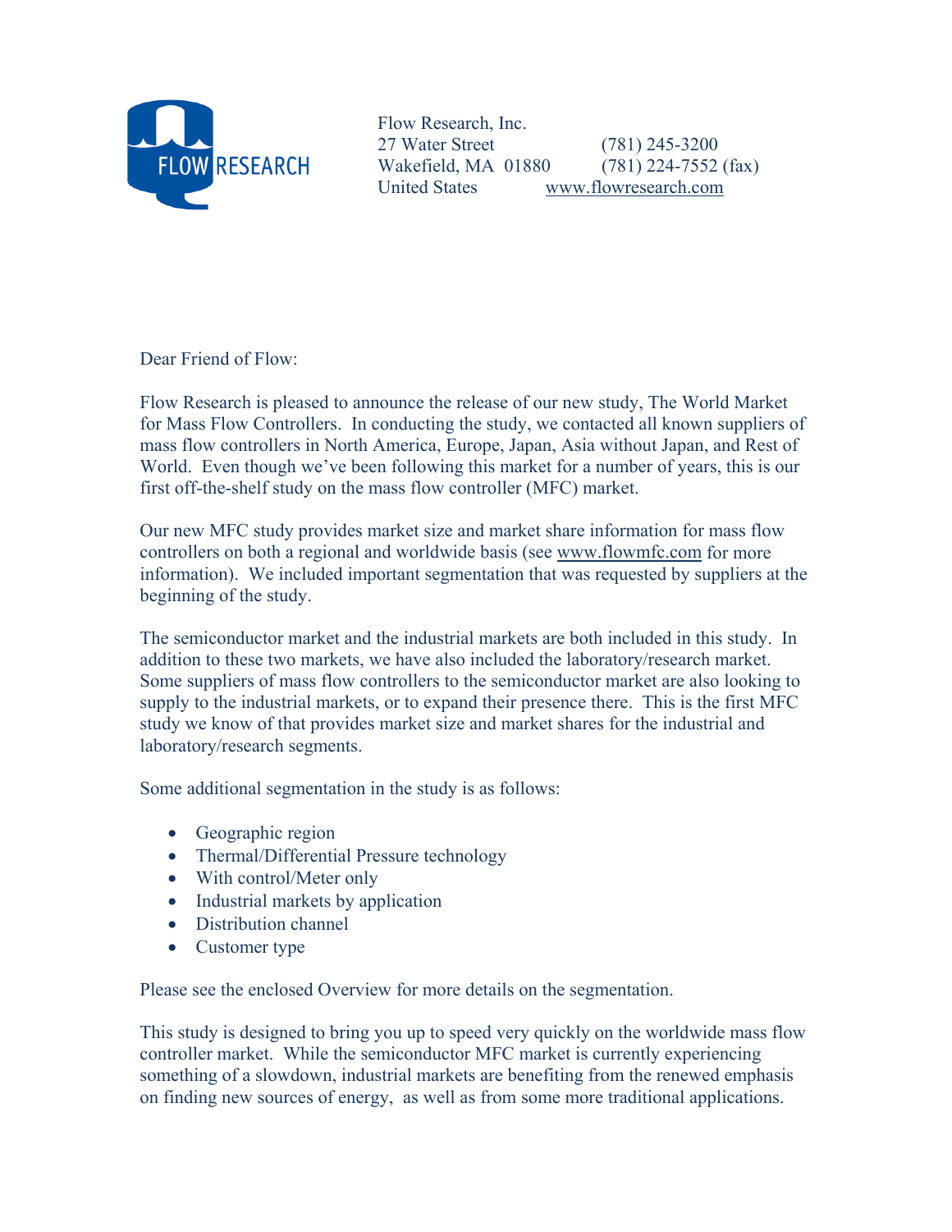FLOW RESEARCH

Flow Research, Inc.
27 Water Street (781) 245-3200
Wakefield, MA 01880 (781) 224-7552 (fax)
United States www.flowresearch.com

Dear Friend of Flow:

Flow Research is pleased to announce the release of our new study, The World Market for Mass Flow Controllers. In conducting the study, we contacted all known suppliers of mass flow controllers in North America, Europe, Japan, Asia without Japan, and Rest of World. Even though we've been following this market for a number of years, this is our first off-the-shelf study on the mass flow controller (MFC) market.

Our new MFC study provides market size and market share information for mass flow controllers on both a regional and worldwide basis (see www.flowmfc.com for more information). We included important segmentation that was requested by suppliers at the beginning of the study.

The semiconductor market and the industrial markets are both included in this study. In addition to these two markets, we have also included the laboratory/research market. Some suppliers of mass flow controllers to the semiconductor market are also looking to supply to the industrial markets, or to expand their presence there. This is the first MFC study we know of that provides market size and market shares for the industrial and laboratory/research segments.

Some additional segmentation in the study is as follows:

- Geographic region
- Thermal/Differential Pressure technology
- With control/Meter only
- Industrial markets by application
- Distribution channel
- Customer type

Please see the enclosed Overview for more details on the segmentation.

This study is designed to bring you up to speed very quickly on the worldwide mass flow controller market. While the semiconductor MFC market is currently experiencing something of a slowdown, industrial markets are benefiting from the renewed emphasis on finding new sources of energy, as well as from some more traditional applications.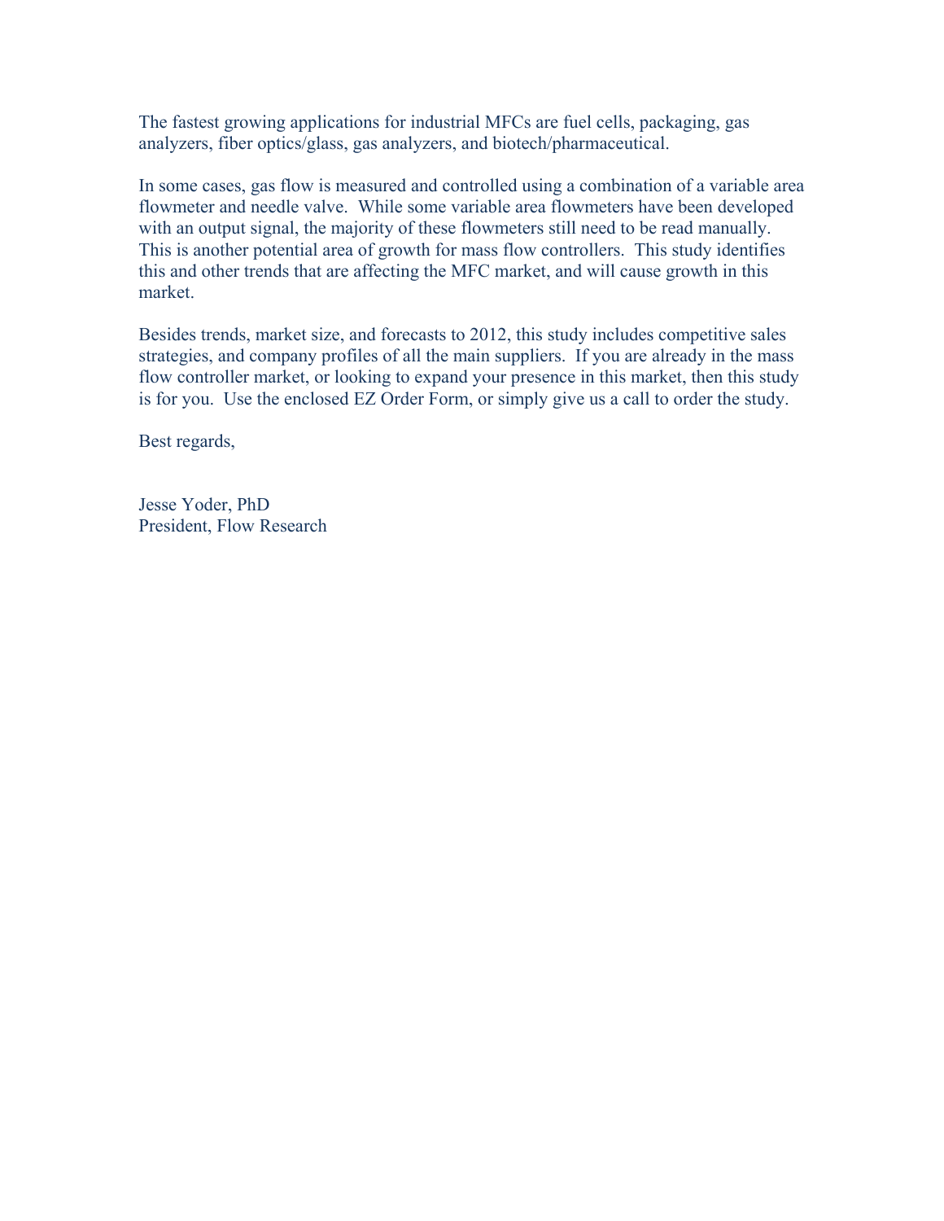The fastest growing applications for industrial MFCs are fuel cells, packaging, gas analyzers, fiber optics/glass, gas analyzers, and biotech/pharmaceutical.

In some cases, gas flow is measured and controlled using a combination of a variable area flowmeter and needle valve. While some variable area flowmeters have been developed with an output signal, the majority of these flowmeters still need to be read manually. This is another potential area of growth for mass flow controllers. This study identifies this and other trends that are affecting the MFC market, and will cause growth in this market.

Besides trends, market size, and forecasts to 2012, this study includes competitive sales strategies, and company profiles of all the main suppliers. If you are already in the mass flow controller market, or looking to expand your presence in this market, then this study is for you. Use the enclosed EZ Order Form, or simply give us a call to order the study.

Best regards,

Jesse Yoder, PhD
President, Flow Research